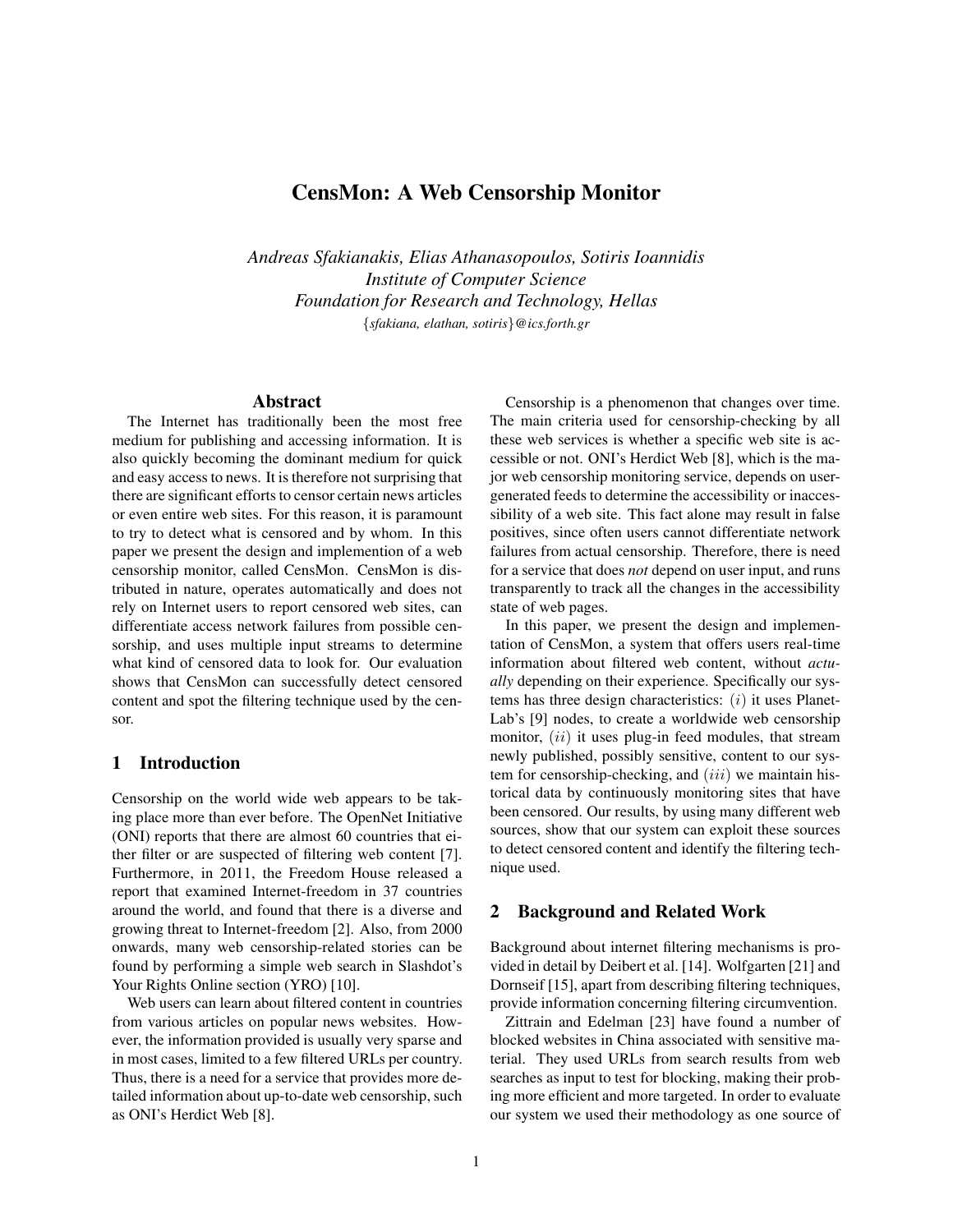# CensMon: A Web Censorship Monitor

*Andreas Sfakianakis, Elias Athanasopoulos, Sotiris Ioannidis*
*Institute of Computer Science*
*Foundation for Research and Technology, Hellas*
{*sfakiana, elathan, sotiris*}*@ics.forth.gr*

## Abstract

The Internet has traditionally been the most free medium for publishing and accessing information. It is also quickly becoming the dominant medium for quick and easy access to news. It is therefore not surprising that there are significant efforts to censor certain news articles or even entire web sites. For this reason, it is paramount to try to detect what is censored and by whom. In this paper we present the design and implemention of a web censorship monitor, called CensMon. CensMon is distributed in nature, operates automatically and does not rely on Internet users to report censored web sites, can differentiate access network failures from possible censorship, and uses multiple input streams to determine what kind of censored data to look for. Our evaluation shows that CensMon can successfully detect censored content and spot the filtering technique used by the censor.

## 1 Introduction

Censorship on the world wide web appears to be taking place more than ever before. The OpenNet Initiative (ONI) reports that there are almost 60 countries that either filter or are suspected of filtering web content [7]. Furthermore, in 2011, the Freedom House released a report that examined Internet-freedom in 37 countries around the world, and found that there is a diverse and growing threat to Internet-freedom [2]. Also, from 2000 onwards, many web censorship-related stories can be found by performing a simple web search in Slashdot's Your Rights Online section (YRO) [10].

Web users can learn about filtered content in countries from various articles on popular news websites. However, the information provided is usually very sparse and in most cases, limited to a few filtered URLs per country. Thus, there is a need for a service that provides more detailed information about up-to-date web censorship, such as ONI's Herdict Web [8].

Censorship is a phenomenon that changes over time. The main criteria used for censorship-checking by all these web services is whether a specific web site is accessible or not. ONI's Herdict Web [8], which is the major web censorship monitoring service, depends on user-generated feeds to determine the accessibility or inaccessibility of a web site. This fact alone may result in false positives, since often users cannot differentiate network failures from actual censorship. Therefore, there is need for a service that does *not* depend on user input, and runs transparently to track all the changes in the accessibility state of web pages.

In this paper, we present the design and implementation of CensMon, a system that offers users real-time information about filtered web content, without *actually* depending on their experience. Specifically our systems has three design characteristics: $(i)$ it uses PlanetLab's [9] nodes, to create a worldwide web censorship monitor, $(ii)$ it uses plug-in feed modules, that stream newly published, possibly sensitive, content to our system for censorship-checking, and $(iii)$ we maintain historical data by continuously monitoring sites that have been censored. Our results, by using many different web sources, show that our system can exploit these sources to detect censored content and identify the filtering technique used.

## 2 Background and Related Work

Background about internet filtering mechanisms is provided in detail by Deibert et al. [14]. Wolfgarten [21] and Dornseif [15], apart from describing filtering techniques, provide information concerning filtering circumvention.

Zittrain and Edelman [23] have found a number of blocked websites in China associated with sensitive material. They used URLs from search results from web searches as input to test for blocking, making their probing more efficient and more targeted. In order to evaluate our system we used their methodology as one source of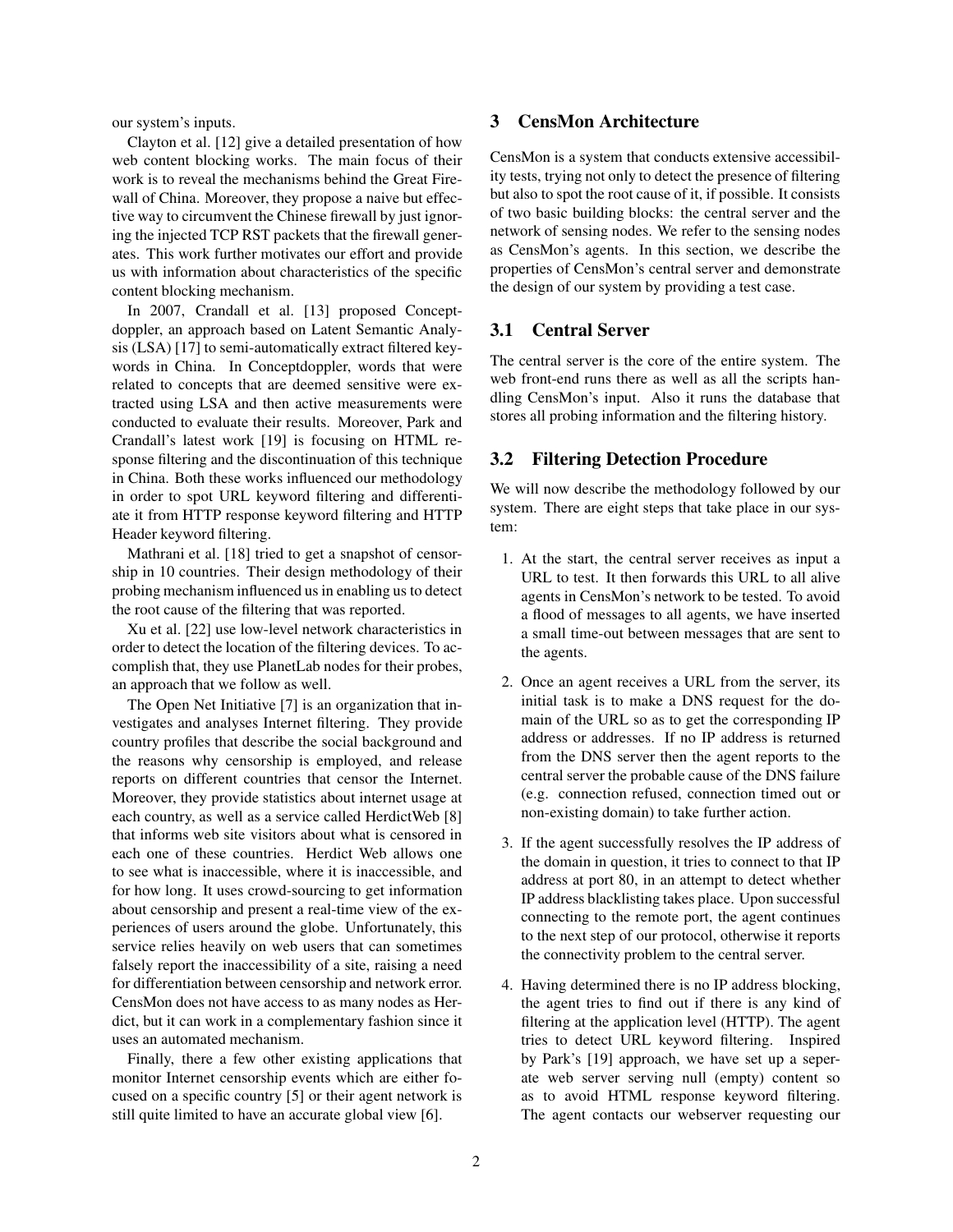our system's inputs.

Clayton et al. [12] give a detailed presentation of how web content blocking works. The main focus of their work is to reveal the mechanisms behind the Great Firewall of China. Moreover, they propose a naive but effective way to circumvent the Chinese firewall by just ignoring the injected TCP RST packets that the firewall generates. This work further motivates our effort and provide us with information about characteristics of the specific content blocking mechanism.

In 2007, Crandall et al. [13] proposed Conceptdoppler, an approach based on Latent Semantic Analysis (LSA) [17] to semi-automatically extract filtered keywords in China. In Conceptdoppler, words that were related to concepts that are deemed sensitive were extracted using LSA and then active measurements were conducted to evaluate their results. Moreover, Park and Crandall's latest work [19] is focusing on HTML response filtering and the discontinuation of this technique in China. Both these works influenced our methodology in order to spot URL keyword filtering and differentiate it from HTTP response keyword filtering and HTTP Header keyword filtering.

Mathrani et al. [18] tried to get a snapshot of censorship in 10 countries. Their design methodology of their probing mechanism influenced us in enabling us to detect the root cause of the filtering that was reported.

Xu et al. [22] use low-level network characteristics in order to detect the location of the filtering devices. To accomplish that, they use PlanetLab nodes for their probes, an approach that we follow as well.

The Open Net Initiative [7] is an organization that investigates and analyses Internet filtering. They provide country profiles that describe the social background and the reasons why censorship is employed, and release reports on different countries that censor the Internet. Moreover, they provide statistics about internet usage at each country, as well as a service called HerdictWeb [8] that informs web site visitors about what is censored in each one of these countries. Herdict Web allows one to see what is inaccessible, where it is inaccessible, and for how long. It uses crowd-sourcing to get information about censorship and present a real-time view of the experiences of users around the globe. Unfortunately, this service relies heavily on web users that can sometimes falsely report the inaccessibility of a site, raising a need for differentiation between censorship and network error. CensMon does not have access to as many nodes as Herdict, but it can work in a complementary fashion since it uses an automated mechanism.

Finally, there a few other existing applications that monitor Internet censorship events which are either focused on a specific country [5] or their agent network is still quite limited to have an accurate global view [6].

## 3 CensMon Architecture

CensMon is a system that conducts extensive accessibility tests, trying not only to detect the presence of filtering but also to spot the root cause of it, if possible. It consists of two basic building blocks: the central server and the network of sensing nodes. We refer to the sensing nodes as CensMon's agents. In this section, we describe the properties of CensMon's central server and demonstrate the design of our system by providing a test case.

### 3.1 Central Server

The central server is the core of the entire system. The web front-end runs there as well as all the scripts handling CensMon's input. Also it runs the database that stores all probing information and the filtering history.

### 3.2 Filtering Detection Procedure

We will now describe the methodology followed by our system. There are eight steps that take place in our system:

1. At the start, the central server receives as input a URL to test. It then forwards this URL to all alive agents in CensMon's network to be tested. To avoid a flood of messages to all agents, we have inserted a small time-out between messages that are sent to the agents.

2. Once an agent receives a URL from the server, its initial task is to make a DNS request for the domain of the URL so as to get the corresponding IP address or addresses. If no IP address is returned from the DNS server then the agent reports to the central server the probable cause of the DNS failure (e.g. connection refused, connection timed out or non-existing domain) to take further action.

3. If the agent successfully resolves the IP address of the domain in question, it tries to connect to that IP address at port 80, in an attempt to detect whether IP address blacklisting takes place. Upon successful connecting to the remote port, the agent continues to the next step of our protocol, otherwise it reports the connectivity problem to the central server.

4. Having determined there is no IP address blocking, the agent tries to find out if there is any kind of filtering at the application level (HTTP). The agent tries to detect URL keyword filtering. Inspired by Park's [19] approach, we have set up a seperate web server serving null (empty) content so as to avoid HTML response keyword filtering. The agent contacts our webserver requesting our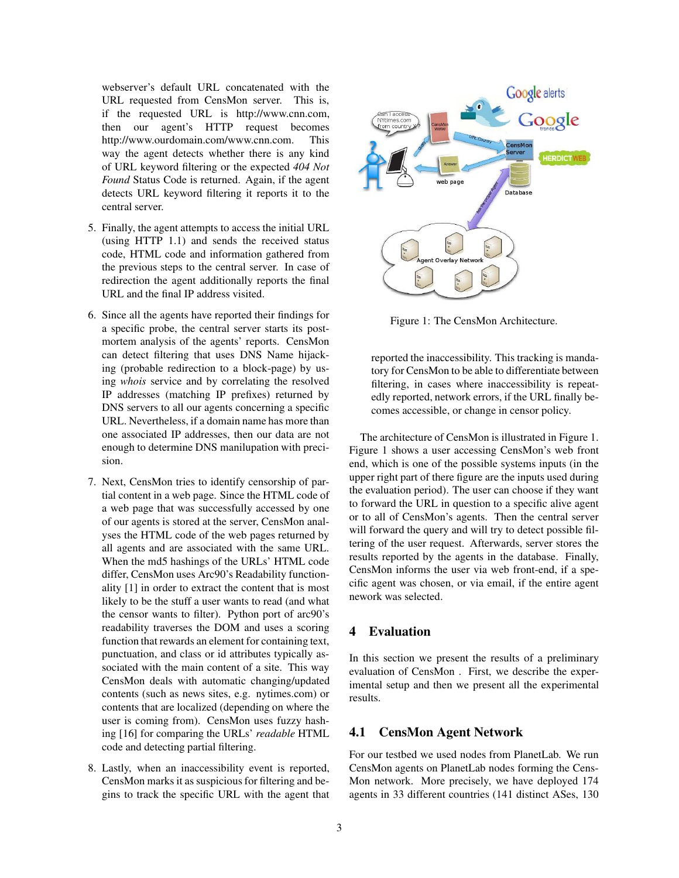webserver's default URL concatenated with the URL requested from CensMon server. This is, if the requested URL is http://www.cnn.com, then our agent's HTTP request becomes http://www.ourdomain.com/www.cnn.com. This way the agent detects whether there is any kind of URL keyword filtering or the expected *404 Not Found* Status Code is returned. Again, if the agent detects URL keyword filtering it reports it to the central server.

5. Finally, the agent attempts to access the initial URL (using HTTP 1.1) and sends the received status code, HTML code and information gathered from the previous steps to the central server. In case of redirection the agent additionally reports the final URL and the final IP address visited.

6. Since all the agents have reported their findings for a specific probe, the central server starts its post-mortem analysis of the agents' reports. CensMon can detect filtering that uses DNS Name hijacking (probable redirection to a block-page) by using *whois* service and by correlating the resolved IP addresses (matching IP prefixes) returned by DNS servers to all our agents concerning a specific URL. Nevertheless, if a domain name has more than one associated IP addresses, then our data are not enough to determine DNS manilupation with precision.

7. Next, CensMon tries to identify censorship of partial content in a web page. Since the HTML code of a web page that was successfully accessed by one of our agents is stored at the server, CensMon analyses the HTML code of the web pages returned by all agents and are associated with the same URL. When the md5 hashings of the URLs' HTML code differ, CensMon uses Arc90's Readability functionality [1] in order to extract the content that is most likely to be the stuff a user wants to read (and what the censor wants to filter). Python port of arc90's readability traverses the DOM and uses a scoring function that rewards an element for containing text, punctuation, and class or id attributes typically associated with the main content of a site. This way CensMon deals with automatic changing/updated contents (such as news sites, e.g. nytimes.com) or contents that are localized (depending on where the user is coming from). CensMon uses fuzzy hashing [16] for comparing the URLs' *readable* HTML code and detecting partial filtering.

8. Lastly, when an inaccessibility event is reported, CensMon marks it as suspicious for filtering and begins to track the specific URL with the agent that reported the inaccessibility. This tracking is mandatory for CensMon to be able to differentiate between filtering, in cases where inaccessibility is repeatedly reported, network errors, if the URL finally becomes accessible, or change in censor policy.

Figure 1: The CensMon Architecture.

The architecture of CensMon is illustrated in Figure 1. Figure 1 shows a user accessing CensMon's web front end, which is one of the possible systems inputs (in the upper right part of there figure are the inputs used during the evaluation period). The user can choose if they want to forward the URL in question to a specific alive agent or to all of CensMon's agents. Then the central server will forward the query and will try to detect possible filtering of the user request. Afterwards, server stores the results reported by the agents in the database. Finally, CensMon informs the user via web front-end, if a specific agent was chosen, or via email, if the entire agent nework was selected.

## 4 Evaluation

In this section we present the results of a preliminary evaluation of CensMon . First, we describe the experimental setup and then we present all the experimental results.

### 4.1 CensMon Agent Network

For our testbed we used nodes from PlanetLab. We run CensMon agents on PlanetLab nodes forming the CensMon network. More precisely, we have deployed 174 agents in 33 different countries (141 distinct ASes, 130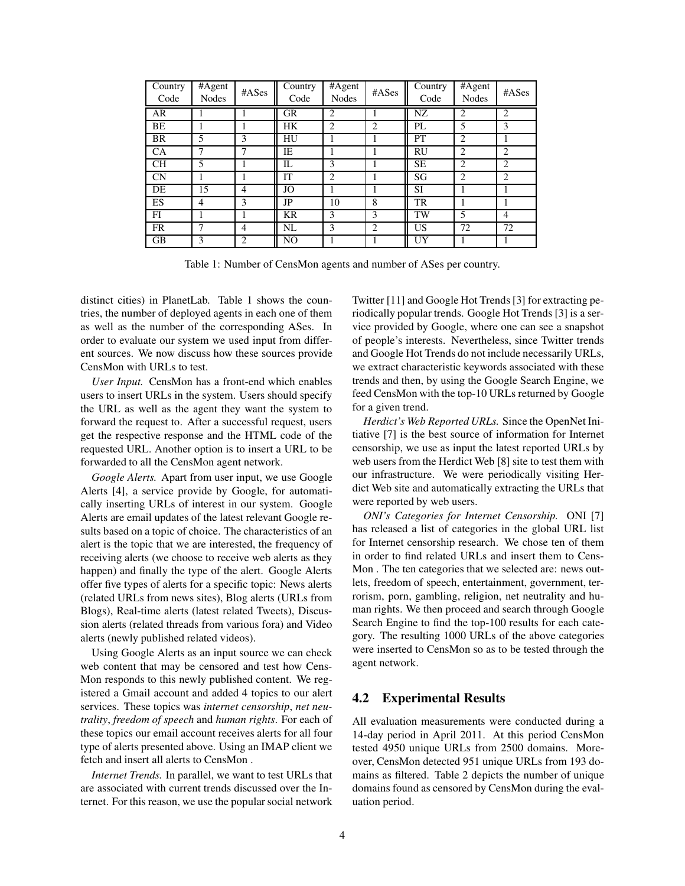| Country Code | #Agent Nodes | #ASes | Country Code | #Agent Nodes | #ASes | Country Code | #Agent Nodes | #ASes |
|---|---|---|---|---|---|---|---|---|
| AR | 1 | 1 | GR | 2 | 1 | NZ | 2 | 2 |
| BE | 1 | 1 | HK | 2 | 2 | PL | 5 | 3 |
| BR | 5 | 3 | HU | 1 | 1 | PT | 2 | 1 |
| CA | 7 | 7 | IE | 1 | 1 | RU | 2 | 2 |
| CH | 5 | 1 | IL | 3 | 1 | SE | 2 | 2 |
| CN | 1 | 1 | IT | 2 | 1 | SG | 2 | 2 |
| DE | 15 | 4 | JO | 1 | 1 | SI | 1 | 1 |
| ES | 4 | 3 | JP | 10 | 8 | TR | 1 | 1 |
| FI | 1 | 1 | KR | 3 | 3 | TW | 5 | 4 |
| FR | 7 | 4 | NL | 3 | 2 | US | 72 | 72 |
| GB | 3 | 2 | NO | 1 | 1 | UY | 1 | 1 |

Table 1: Number of CensMon agents and number of ASes per country.

distinct cities) in PlanetLab. Table 1 shows the countries, the number of deployed agents in each one of them as well as the number of the corresponding ASes. In order to evaluate our system we used input from different sources. We now discuss how these sources provide CensMon with URLs to test.

*User Input.* CensMon has a front-end which enables users to insert URLs in the system. Users should specify the URL as well as the agent they want the system to forward the request to. After a successful request, users get the respective response and the HTML code of the requested URL. Another option is to insert a URL to be forwarded to all the CensMon agent network.

*Google Alerts.* Apart from user input, we use Google Alerts [4], a service provide by Google, for automatically inserting URLs of interest in our system. Google Alerts are email updates of the latest relevant Google results based on a topic of choice. The characteristics of an alert is the topic that we are interested, the frequency of receiving alerts (we choose to receive web alerts as they happen) and finally the type of the alert. Google Alerts offer five types of alerts for a specific topic: News alerts (related URLs from news sites), Blog alerts (URLs from Blogs), Real-time alerts (latest related Tweets), Discussion alerts (related threads from various fora) and Video alerts (newly published related videos).

Using Google Alerts as an input source we can check web content that may be censored and test how CensMon responds to this newly published content. We registered a Gmail account and added 4 topics to our alert services. These topics was *internet censorship*, *net neutrality*, *freedom of speech* and *human rights*. For each of these topics our email account receives alerts for all four type of alerts presented above. Using an IMAP client we fetch and insert all alerts to CensMon .

*Internet Trends.* In parallel, we want to test URLs that are associated with current trends discussed over the Internet. For this reason, we use the popular social network Twitter [11] and Google Hot Trends [3] for extracting periodically popular trends. Google Hot Trends [3] is a service provided by Google, where one can see a snapshot of people's interests. Nevertheless, since Twitter trends and Google Hot Trends do not include necessarily URLs, we extract characteristic keywords associated with these trends and then, by using the Google Search Engine, we feed CensMon with the top-10 URLs returned by Google for a given trend.

*Herdict's Web Reported URLs.* Since the OpenNet Initiative [7] is the best source of information for Internet censorship, we use as input the latest reported URLs by web users from the Herdict Web [8] site to test them with our infrastructure. We were periodically visiting Herdict Web site and automatically extracting the URLs that were reported by web users.

*ONI's Categories for Internet Censorship.* ONI [7] has released a list of categories in the global URL list for Internet censorship research. We chose ten of them in order to find related URLs and insert them to CensMon . The ten categories that we selected are: news outlets, freedom of speech, entertainment, government, terrorism, porn, gambling, religion, net neutrality and human rights. We then proceed and search through Google Search Engine to find the top-100 results for each category. The resulting 1000 URLs of the above categories were inserted to CensMon so as to be tested through the agent network.

### 4.2 Experimental Results

All evaluation measurements were conducted during a 14-day period in April 2011. At this period CensMon tested 4950 unique URLs from 2500 domains. Moreover, CensMon detected 951 unique URLs from 193 domains as filtered. Table 2 depicts the number of unique domains found as censored by CensMon during the evaluation period.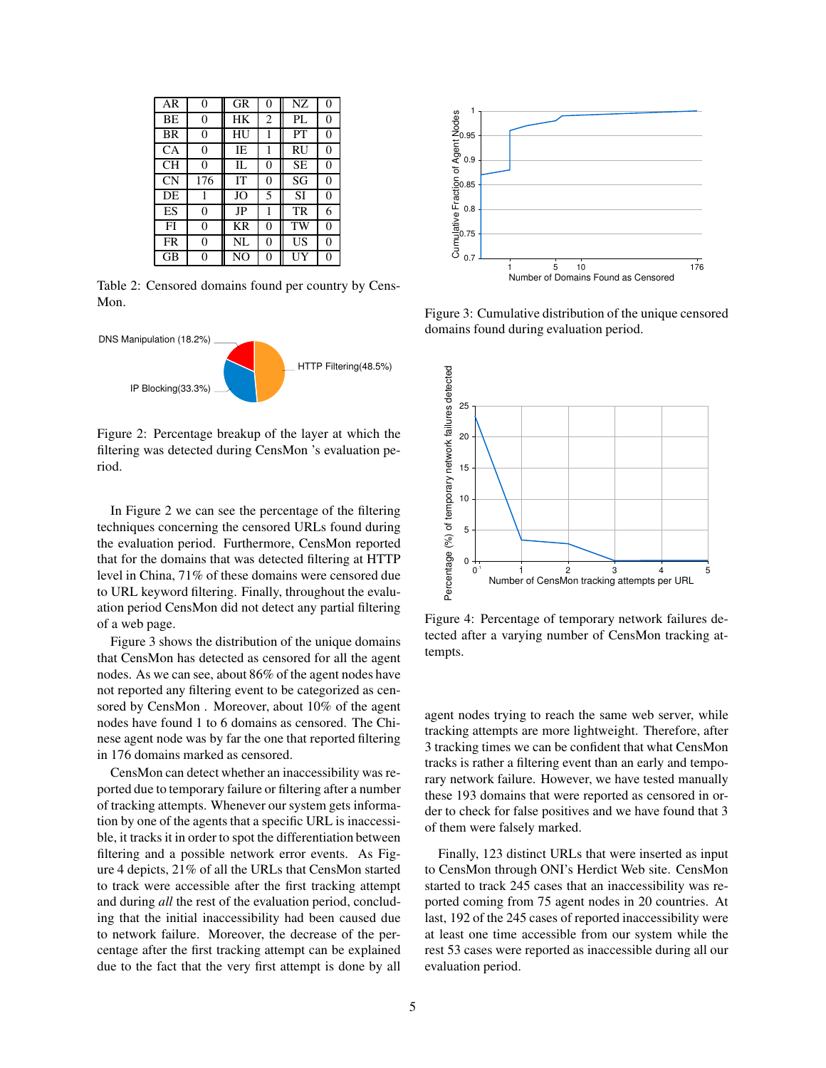| AR | 0 | GR | 0 | NZ | 0 |
|---|---|---|---|---|---|
| BE | 0 | HK | 2 | PL | 0 |
| BR | 0 | HU | 1 | PT | 0 |
| CA | 0 | IE | 1 | RU | 0 |
| CH | 0 | IL | 0 | SE | 0 |
| CN | 176 | IT | 0 | SG | 0 |
| DE | 1 | JO | 5 | SI | 0 |
| ES | 0 | JP | 1 | TR | 6 |
| FI | 0 | KR | 0 | TW | 0 |
| FR | 0 | NL | 0 | US | 0 |
| GB | 0 | NO | 0 | UY | 0 |

Table 2: Censored domains found per country by CensMon.

Figure 2: Percentage breakup of the layer at which the filtering was detected during CensMon 's evaluation period.

In Figure 2 we can see the percentage of the filtering techniques concerning the censored URLs found during the evaluation period. Furthermore, CensMon reported that for the domains that was detected filtering at HTTP level in China, 71% of these domains were censored due to URL keyword filtering. Finally, throughout the evaluation period CensMon did not detect any partial filtering of a web page.

Figure 3 shows the distribution of the unique domains that CensMon has detected as censored for all the agent nodes. As we can see, about 86% of the agent nodes have not reported any filtering event to be categorized as censored by CensMon . Moreover, about 10% of the agent nodes have found 1 to 6 domains as censored. The Chinese agent node was by far the one that reported filtering in 176 domains marked as censored.

CensMon can detect whether an inaccessibility was reported due to temporary failure or filtering after a number of tracking attempts. Whenever our system gets information by one of the agents that a specific URL is inaccessible, it tracks it in order to spot the differentiation between filtering and a possible network error events. As Figure 4 depicts, 21% of all the URLs that CensMon started to track were accessible after the first tracking attempt and during *all* the rest of the evaluation period, concluding that the initial inaccessibility had been caused due to network failure. Moreover, the decrease of the percentage after the first tracking attempt can be explained due to the fact that the very first attempt is done by all agent nodes trying to reach the same web server, while tracking attempts are more lightweight. Therefore, after 3 tracking times we can be confident that what CensMon tracks is rather a filtering event than an early and temporary network failure. However, we have tested manually these 193 domains that were reported as censored in order to check for false positives and we have found that 3 of them were falsely marked.

Figure 3: Cumulative distribution of the unique censored domains found during evaluation period.

Figure 4: Percentage of temporary network failures detected after a varying number of CensMon tracking attempts.

Finally, 123 distinct URLs that were inserted as input to CensMon through ONI's Herdict Web site. CensMon started to track 245 cases that an inaccessibility was reported coming from 75 agent nodes in 20 countries. At last, 192 of the 245 cases of reported inaccessibility were at least one time accessible from our system while the rest 53 cases were reported as inaccessible during all our evaluation period.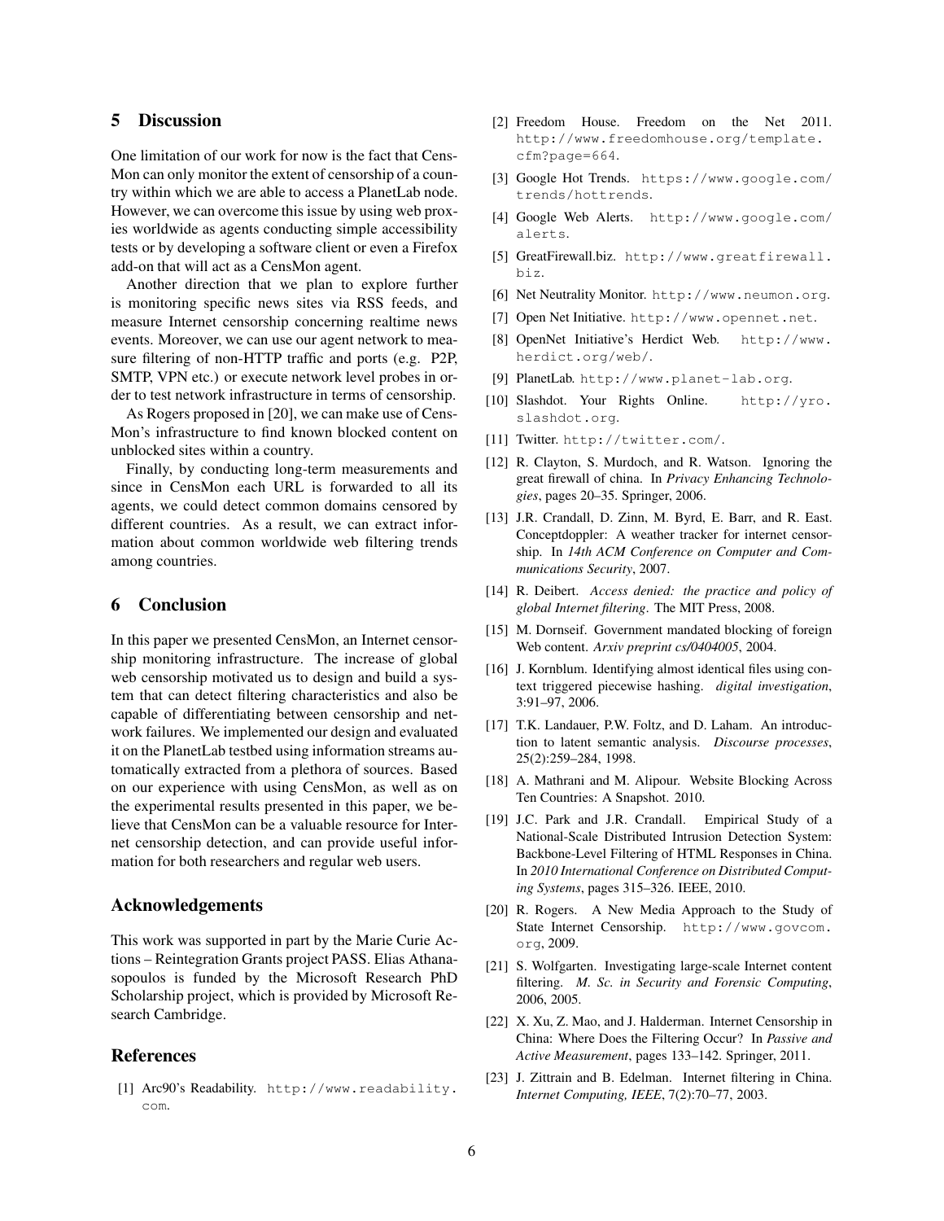## 5 Discussion

One limitation of our work for now is the fact that CensMon can only monitor the extent of censorship of a country within which we are able to access a PlanetLab node. However, we can overcome this issue by using web proxies worldwide as agents conducting simple accessibility tests or by developing a software client or even a Firefox add-on that will act as a CensMon agent.

Another direction that we plan to explore further is monitoring specific news sites via RSS feeds, and measure Internet censorship concerning realtime news events. Moreover, we can use our agent network to measure filtering of non-HTTP traffic and ports (e.g. P2P, SMTP, VPN etc.) or execute network level probes in order to test network infrastructure in terms of censorship.

As Rogers proposed in [20], we can make use of CensMon's infrastructure to find known blocked content on unblocked sites within a country.

Finally, by conducting long-term measurements and since in CensMon each URL is forwarded to all its agents, we could detect common domains censored by different countries. As a result, we can extract information about common worldwide web filtering trends among countries.

## 6 Conclusion

In this paper we presented CensMon, an Internet censorship monitoring infrastructure. The increase of global web censorship motivated us to design and build a system that can detect filtering characteristics and also be capable of differentiating between censorship and network failures. We implemented our design and evaluated it on the PlanetLab testbed using information streams automatically extracted from a plethora of sources. Based on our experience with using CensMon, as well as on the experimental results presented in this paper, we believe that CensMon can be a valuable resource for Internet censorship detection, and can provide useful information for both researchers and regular web users.

## Acknowledgements

This work was supported in part by the Marie Curie Actions – Reintegration Grants project PASS. Elias Athanasopoulos is funded by the Microsoft Research PhD Scholarship project, which is provided by Microsoft Research Cambridge.

## References

[1] Arc90's Readability. http://www.readability.com.

[2] Freedom House. Freedom on the Net 2011. http://www.freedomhouse.org/template.cfm?page=664.

[3] Google Hot Trends. https://www.google.com/trends/hottrends.

[4] Google Web Alerts. http://www.google.com/alerts.

[5] GreatFirewall.biz. http://www.greatfirewall.biz.

[6] Net Neutrality Monitor. http://www.neumon.org.

[7] Open Net Initiative. http://www.opennet.net.

[8] OpenNet Initiative's Herdict Web. http://www.herdict.org/web/.

[9] PlanetLab. http://www.planet-lab.org.

[10] Slashdot. Your Rights Online. http://yro.slashdot.org.

[11] Twitter. http://twitter.com/.

[12] R. Clayton, S. Murdoch, and R. Watson. Ignoring the great firewall of china. In *Privacy Enhancing Technologies*, pages 20–35. Springer, 2006.

[13] J.R. Crandall, D. Zinn, M. Byrd, E. Barr, and R. East. Conceptdoppler: A weather tracker for internet censorship. In *14th ACM Conference on Computer and Communications Security*, 2007.

[14] R. Deibert. *Access denied: the practice and policy of global Internet filtering*. The MIT Press, 2008.

[15] M. Dornseif. Government mandated blocking of foreign Web content. *Arxiv preprint cs/0404005*, 2004.

[16] J. Kornblum. Identifying almost identical files using context triggered piecewise hashing. *digital investigation*, 3:91–97, 2006.

[17] T.K. Landauer, P.W. Foltz, and D. Laham. An introduction to latent semantic analysis. *Discourse processes*, 25(2):259–284, 1998.

[18] A. Mathrani and M. Alipour. Website Blocking Across Ten Countries: A Snapshot. 2010.

[19] J.C. Park and J.R. Crandall. Empirical Study of a National-Scale Distributed Intrusion Detection System: Backbone-Level Filtering of HTML Responses in China. In *2010 International Conference on Distributed Computing Systems*, pages 315–326. IEEE, 2010.

[20] R. Rogers. A New Media Approach to the Study of State Internet Censorship. http://www.govcom.org, 2009.

[21] S. Wolfgarten. Investigating large-scale Internet content filtering. *M. Sc. in Security and Forensic Computing*, 2006, 2005.

[22] X. Xu, Z. Mao, and J. Halderman. Internet Censorship in China: Where Does the Filtering Occur? In *Passive and Active Measurement*, pages 133–142. Springer, 2011.

[23] J. Zittrain and B. Edelman. Internet filtering in China. *Internet Computing, IEEE*, 7(2):70–77, 2003.